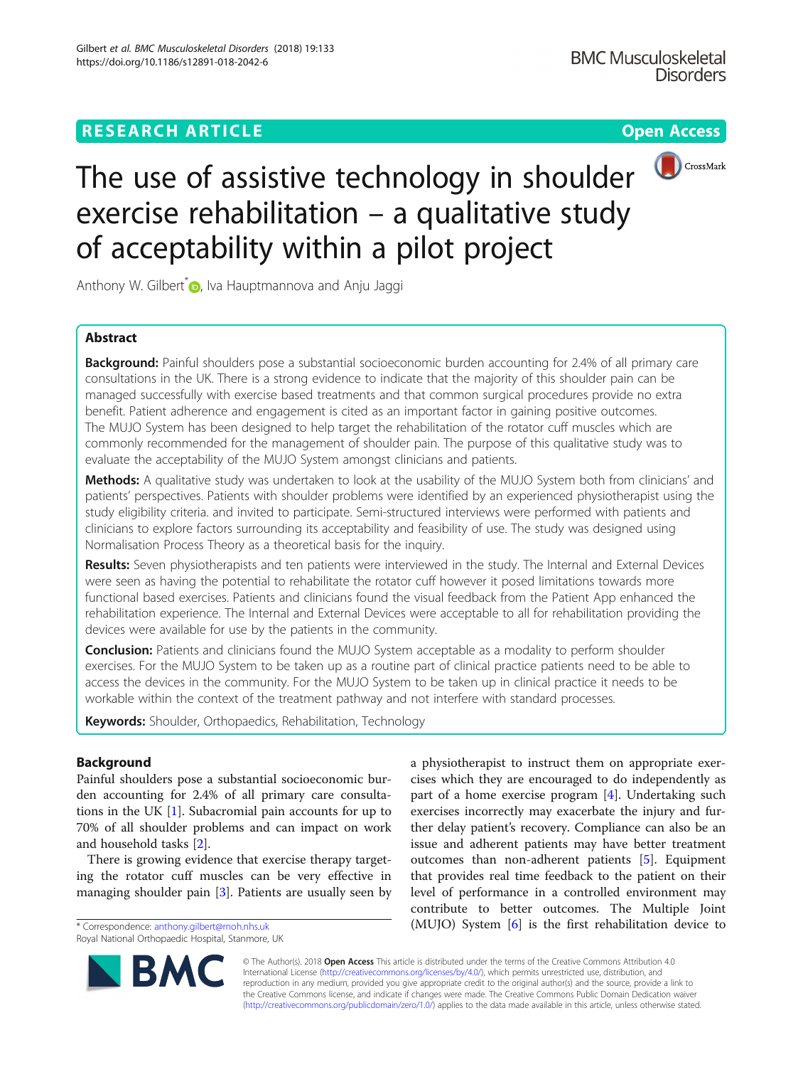RESEARCH ARTICLE

Open Access

# The use of assistive technology in shoulder exercise rehabilitation – a qualitative study of acceptability within a pilot project

Anthony W. Gilbert*, Iva Hauptmannova and Anju Jaggi

## Abstract

**Background:** Painful shoulders pose a substantial socioeconomic burden accounting for 2.4% of all primary care consultations in the UK. There is a strong evidence to indicate that the majority of this shoulder pain can be managed successfully with exercise based treatments and that common surgical procedures provide no extra benefit. Patient adherence and engagement is cited as an important factor in gaining positive outcomes. The MUJO System has been designed to help target the rehabilitation of the rotator cuff muscles which are commonly recommended for the management of shoulder pain. The purpose of this qualitative study was to evaluate the acceptability of the MUJO System amongst clinicians and patients.

**Methods:** A qualitative study was undertaken to look at the usability of the MUJO System both from clinicians' and patients' perspectives. Patients with shoulder problems were identified by an experienced physiotherapist using the study eligibility criteria. and invited to participate. Semi-structured interviews were performed with patients and clinicians to explore factors surrounding its acceptability and feasibility of use. The study was designed using Normalisation Process Theory as a theoretical basis for the inquiry.

**Results:** Seven physiotherapists and ten patients were interviewed in the study. The Internal and External Devices were seen as having the potential to rehabilitate the rotator cuff however it posed limitations towards more functional based exercises. Patients and clinicians found the visual feedback from the Patient App enhanced the rehabilitation experience. The Internal and External Devices were acceptable to all for rehabilitation providing the devices were available for use by the patients in the community.

**Conclusion:** Patients and clinicians found the MUJO System acceptable as a modality to perform shoulder exercises. For the MUJO System to be taken up as a routine part of clinical practice patients need to be able to access the devices in the community. For the MUJO System to be taken up in clinical practice it needs to be workable within the context of the treatment pathway and not interfere with standard processes.

**Keywords:** Shoulder, Orthopaedics, Rehabilitation, Technology

## Background

Painful shoulders pose a substantial socioeconomic burden accounting for 2.4% of all primary care consultations in the UK [1]. Subacromial pain accounts for up to 70% of all shoulder problems and can impact on work and household tasks [2].

There is growing evidence that exercise therapy targeting the rotator cuff muscles can be very effective in managing shoulder pain [3]. Patients are usually seen by a physiotherapist to instruct them on appropriate exercises which they are encouraged to do independently as part of a home exercise program [4]. Undertaking such exercises incorrectly may exacerbate the injury and further delay patient's recovery. Compliance can also be an issue and adherent patients may have better treatment outcomes than non-adherent patients [5]. Equipment that provides real time feedback to the patient on their level of performance in a controlled environment may contribute to better outcomes. The Multiple Joint (MUJO) System [6] is the first rehabilitation device to

* Correspondence: anthony.gilbert@rnoh.nhs.uk
Royal National Orthopaedic Hospital, Stanmore, UK

© The Author(s). 2018 **Open Access** This article is distributed under the terms of the Creative Commons Attribution 4.0 International License (http://creativecommons.org/licenses/by/4.0/), which permits unrestricted use, distribution, and reproduction in any medium, provided you give appropriate credit to the original author(s) and the source, provide a link to the Creative Commons license, and indicate if changes were made. The Creative Commons Public Domain Dedication waiver (http://creativecommons.org/publicdomain/zero/1.0/) applies to the data made available in this article, unless otherwise stated.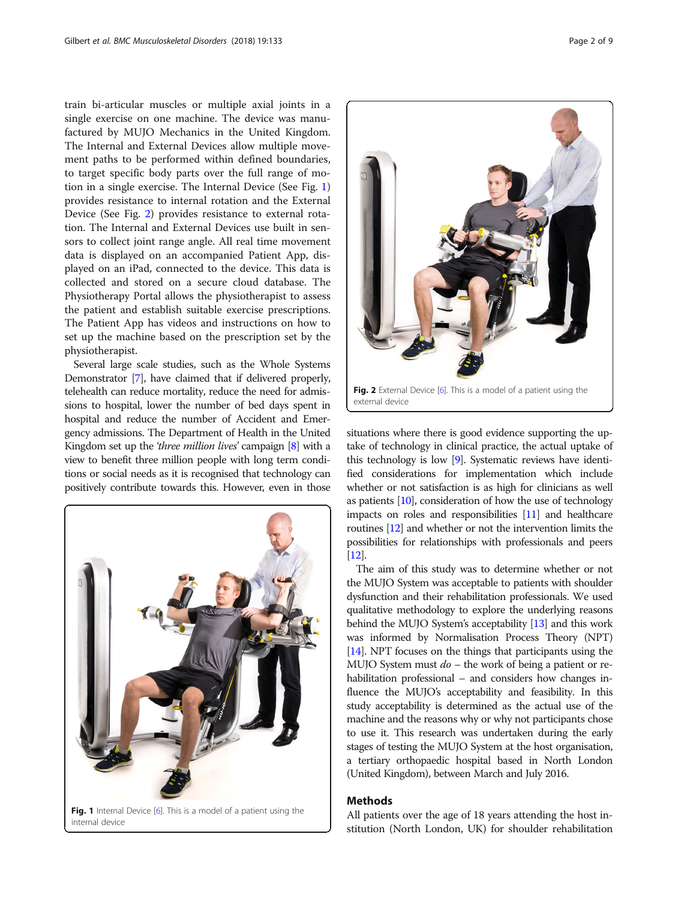train bi-articular muscles or multiple axial joints in a single exercise on one machine. The device was manufactured by MUJO Mechanics in the United Kingdom. The Internal and External Devices allow multiple movement paths to be performed within defined boundaries, to target specific body parts over the full range of motion in a single exercise. The Internal Device (See Fig. 1) provides resistance to internal rotation and the External Device (See Fig. 2) provides resistance to external rotation. The Internal and External Devices use built in sensors to collect joint range angle. All real time movement data is displayed on an accompanied Patient App, displayed on an iPad, connected to the device. This data is collected and stored on a secure cloud database. The Physiotherapy Portal allows the physiotherapist to assess the patient and establish suitable exercise prescriptions. The Patient App has videos and instructions on how to set up the machine based on the prescription set by the physiotherapist.

Several large scale studies, such as the Whole Systems Demonstrator [7], have claimed that if delivered properly, telehealth can reduce mortality, reduce the need for admissions to hospital, lower the number of bed days spent in hospital and reduce the number of Accident and Emergency admissions. The Department of Health in the United Kingdom set up the *'three million lives'* campaign [8] with a view to benefit three million people with long term conditions or social needs as it is recognised that technology can positively contribute towards this. However, even in those situations where there is good evidence supporting the uptake of technology in clinical practice, the actual uptake of this technology is low [9]. Systematic reviews have identified considerations for implementation which include whether or not satisfaction is as high for clinicians as well as patients [10], consideration of how the use of technology impacts on roles and responsibilities [11] and healthcare routines [12] and whether or not the intervention limits the possibilities for relationships with professionals and peers [12].

**Fig. 1** Internal Device [6]. This is a model of a patient using the internal device

**Fig. 2** External Device [6]. This is a model of a patient using the external device

The aim of this study was to determine whether or not the MUJO System was acceptable to patients with shoulder dysfunction and their rehabilitation professionals. We used qualitative methodology to explore the underlying reasons behind the MUJO System's acceptability [13] and this work was informed by Normalisation Process Theory (NPT) [14]. NPT focuses on the things that participants using the MUJO System must *do* – the work of being a patient or rehabilitation professional – and considers how changes influence the MUJO's acceptability and feasibility. In this study acceptability is determined as the actual use of the machine and the reasons why or why not participants chose to use it. This research was undertaken during the early stages of testing the MUJO System at the host organisation, a tertiary orthopaedic hospital based in North London (United Kingdom), between March and July 2016.

## Methods

All patients over the age of 18 years attending the host institution (North London, UK) for shoulder rehabilitation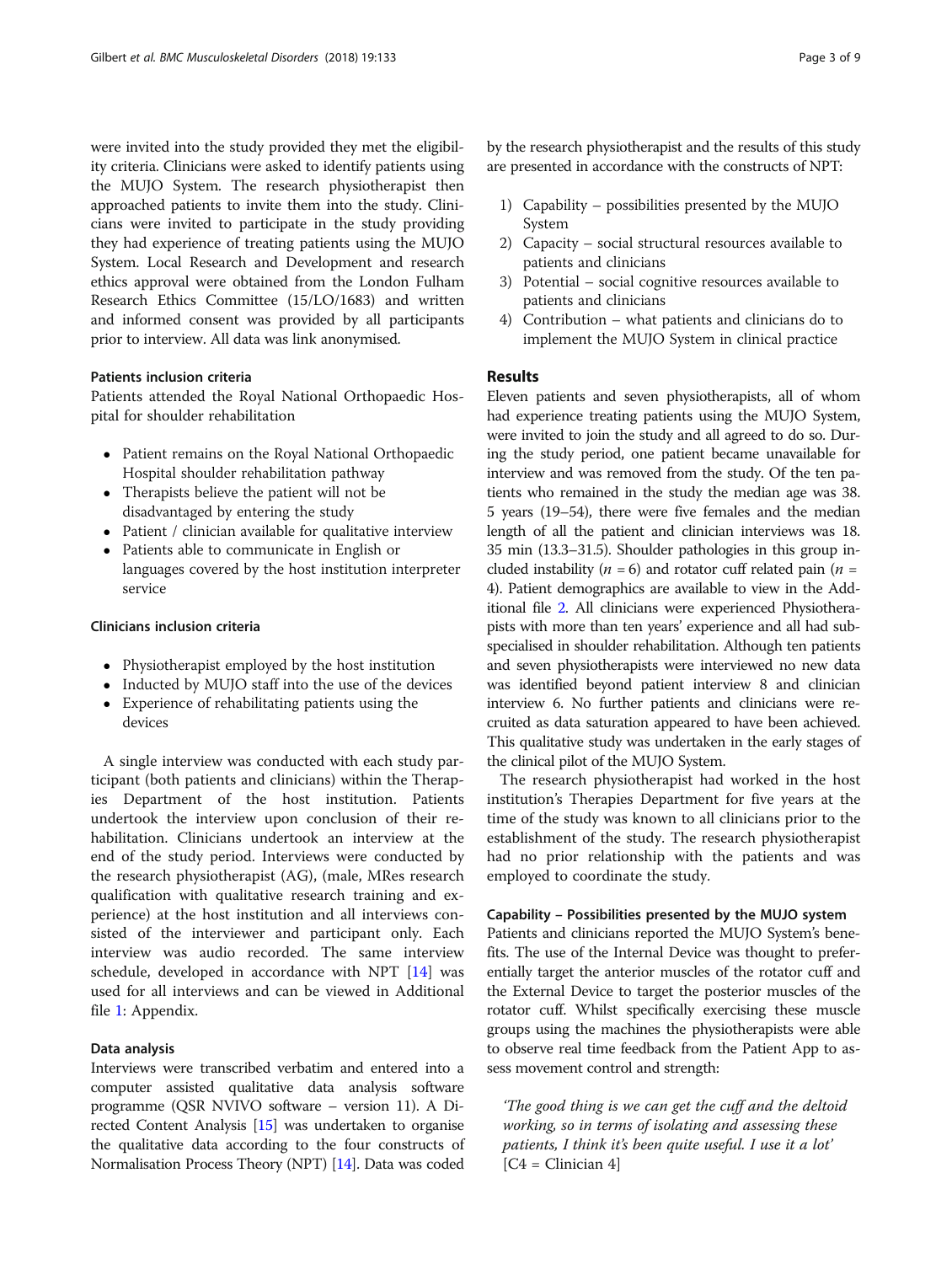were invited into the study provided they met the eligibility criteria. Clinicians were asked to identify patients using the MUJO System. The research physiotherapist then approached patients to invite them into the study. Clinicians were invited to participate in the study providing they had experience of treating patients using the MUJO System. Local Research and Development and research ethics approval were obtained from the London Fulham Research Ethics Committee (15/LO/1683) and written and informed consent was provided by all participants prior to interview. All data was link anonymised.

#### Patients inclusion criteria

Patients attended the Royal National Orthopaedic Hospital for shoulder rehabilitation

- Patient remains on the Royal National Orthopaedic Hospital shoulder rehabilitation pathway
- Therapists believe the patient will not be disadvantaged by entering the study
- Patient / clinician available for qualitative interview
- Patients able to communicate in English or languages covered by the host institution interpreter service

#### Clinicians inclusion criteria

- Physiotherapist employed by the host institution
- Inducted by MUJO staff into the use of the devices
- Experience of rehabilitating patients using the devices

A single interview was conducted with each study participant (both patients and clinicians) within the Therapies Department of the host institution. Patients undertook the interview upon conclusion of their rehabilitation. Clinicians undertook an interview at the end of the study period. Interviews were conducted by the research physiotherapist (AG), (male, MRes research qualification with qualitative research training and experience) at the host institution and all interviews consisted of the interviewer and participant only. Each interview was audio recorded. The same interview schedule, developed in accordance with NPT [14] was used for all interviews and can be viewed in Additional file 1: Appendix.

#### Data analysis

Interviews were transcribed verbatim and entered into a computer assisted qualitative data analysis software programme (QSR NVIVO software – version 11). A Directed Content Analysis [15] was undertaken to organise the qualitative data according to the four constructs of Normalisation Process Theory (NPT) [14]. Data was coded by the research physiotherapist and the results of this study are presented in accordance with the constructs of NPT:

1) Capability – possibilities presented by the MUJO System
2) Capacity – social structural resources available to patients and clinicians
3) Potential – social cognitive resources available to patients and clinicians
4) Contribution – what patients and clinicians do to implement the MUJO System in clinical practice

## Results

Eleven patients and seven physiotherapists, all of whom had experience treating patients using the MUJO System, were invited to join the study and all agreed to do so. During the study period, one patient became unavailable for interview and was removed from the study. Of the ten patients who remained in the study the median age was 38.5 years (19–54), there were five females and the median length of all the patient and clinician interviews was 18.35 min (13.3–31.5). Shoulder pathologies in this group included instability ($n = 6$) and rotator cuff related pain ($n = 4$). Patient demographics are available to view in the Additional file 2. All clinicians were experienced Physiotherapists with more than ten years' experience and all had subspecialised in shoulder rehabilitation. Although ten patients and seven physiotherapists were interviewed no new data was identified beyond patient interview 8 and clinician interview 6. No further patients and clinicians were recruited as data saturation appeared to have been achieved. This qualitative study was undertaken in the early stages of the clinical pilot of the MUJO System.

The research physiotherapist had worked in the host institution's Therapies Department for five years at the time of the study was known to all clinicians prior to the establishment of the study. The research physiotherapist had no prior relationship with the patients and was employed to coordinate the study.

#### Capability – Possibilities presented by the MUJO system

Patients and clinicians reported the MUJO System's benefits. The use of the Internal Device was thought to preferentially target the anterior muscles of the rotator cuff and the External Device to target the posterior muscles of the rotator cuff. Whilst specifically exercising these muscle groups using the machines the physiotherapists were able to observe real time feedback from the Patient App to assess movement control and strength:

> *'The good thing is we can get the cuff and the deltoid working, so in terms of isolating and assessing these patients, I think it's been quite useful. I use it a lot'* [C4 = Clinician 4]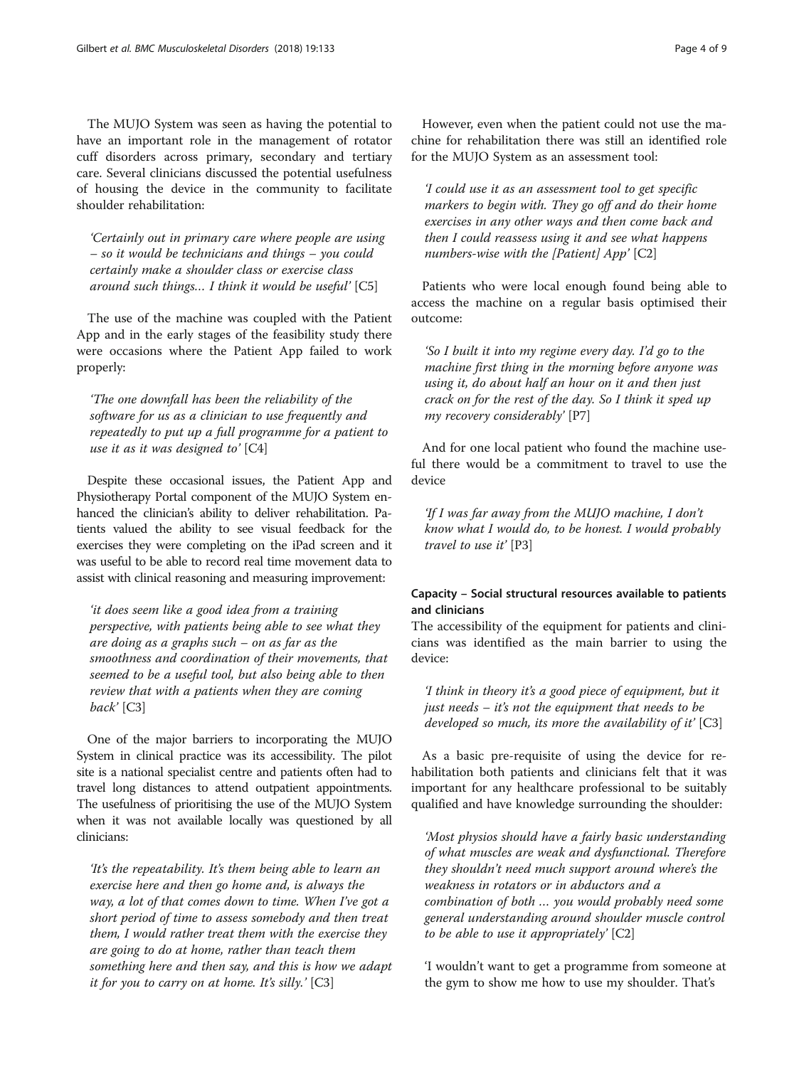The MUJO System was seen as having the potential to have an important role in the management of rotator cuff disorders across primary, secondary and tertiary care. Several clinicians discussed the potential usefulness of housing the device in the community to facilitate shoulder rehabilitation:

> *'Certainly out in primary care where people are using – so it would be technicians and things – you could certainly make a shoulder class or exercise class around such things… I think it would be useful'* [C5]

The use of the machine was coupled with the Patient App and in the early stages of the feasibility study there were occasions where the Patient App failed to work properly:

> *'The one downfall has been the reliability of the software for us as a clinician to use frequently and repeatedly to put up a full programme for a patient to use it as it was designed to'* [C4]

Despite these occasional issues, the Patient App and Physiotherapy Portal component of the MUJO System enhanced the clinician's ability to deliver rehabilitation. Patients valued the ability to see visual feedback for the exercises they were completing on the iPad screen and it was useful to be able to record real time movement data to assist with clinical reasoning and measuring improvement:

> *'it does seem like a good idea from a training perspective, with patients being able to see what they are doing as a graphs such – on as far as the smoothness and coordination of their movements, that seemed to be a useful tool, but also being able to then review that with a patients when they are coming back'* [C3]

One of the major barriers to incorporating the MUJO System in clinical practice was its accessibility. The pilot site is a national specialist centre and patients often had to travel long distances to attend outpatient appointments. The usefulness of prioritising the use of the MUJO System when it was not available locally was questioned by all clinicians:

> *'It's the repeatability. It's them being able to learn an exercise here and then go home and, is always the way, a lot of that comes down to time. When I've got a short period of time to assess somebody and then treat them, I would rather treat them with the exercise they are going to do at home, rather than teach them something here and then say, and this is how we adapt it for you to carry on at home. It's silly.'* [C3]

However, even when the patient could not use the machine for rehabilitation there was still an identified role for the MUJO System as an assessment tool:

> *'I could use it as an assessment tool to get specific markers to begin with. They go off and do their home exercises in any other ways and then come back and then I could reassess using it and see what happens numbers-wise with the [Patient] App'* [C2]

Patients who were local enough found being able to access the machine on a regular basis optimised their outcome:

> *'So I built it into my regime every day. I'd go to the machine first thing in the morning before anyone was using it, do about half an hour on it and then just crack on for the rest of the day. So I think it sped up my recovery considerably'* [P7]

And for one local patient who found the machine useful there would be a commitment to travel to use the device

> *'If I was far away from the MUJO machine, I don't know what I would do, to be honest. I would probably travel to use it'* [P3]

### Capacity – Social structural resources available to patients and clinicians

The accessibility of the equipment for patients and clinicians was identified as the main barrier to using the device:

> *'I think in theory it's a good piece of equipment, but it just needs – it's not the equipment that needs to be developed so much, its more the availability of it'* [C3]

As a basic pre-requisite of using the device for rehabilitation both patients and clinicians felt that it was important for any healthcare professional to be suitably qualified and have knowledge surrounding the shoulder:

> *'Most physios should have a fairly basic understanding of what muscles are weak and dysfunctional. Therefore they shouldn't need much support around where's the weakness in rotators or in abductors and a combination of both … you would probably need some general understanding around shoulder muscle control to be able to use it appropriately'* [C2]

> 'I wouldn't want to get a programme from someone at the gym to show me how to use my shoulder. That's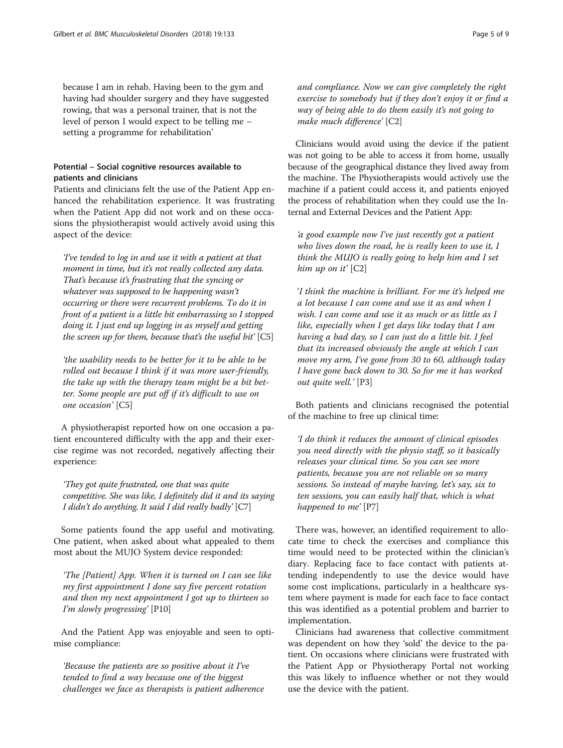because I am in rehab. Having been to the gym and having had shoulder surgery and they have suggested rowing, that was a personal trainer, that is not the level of person I would expect to be telling me – setting a programme for rehabilitation'

### Potential – Social cognitive resources available to patients and clinicians

Patients and clinicians felt the use of the Patient App enhanced the rehabilitation experience. It was frustrating when the Patient App did not work and on these occasions the physiotherapist would actively avoid using this aspect of the device:

> *'I've tended to log in and use it with a patient at that moment in time, but it's not really collected any data. That's because it's frustrating that the syncing or whatever was supposed to be happening wasn't occurring or there were recurrent problems. To do it in front of a patient is a little bit embarrassing so I stopped doing it. I just end up logging in as myself and getting the screen up for them, because that's the useful bit'* [C5]

> *'the usability needs to be better for it to be able to be rolled out because I think if it was more user-friendly, the take up with the therapy team might be a bit better. Some people are put off if it's difficult to use on one occasion'* [C5]

A physiotherapist reported how on one occasion a patient encountered difficulty with the app and their exercise regime was not recorded, negatively affecting their experience:

> *'They got quite frustrated, one that was quite competitive. She was like, I definitely did it and its saying I didn't do anything. It said I did really badly'* [C7]

Some patients found the app useful and motivating. One patient, when asked about what appealed to them most about the MUJO System device responded:

> *'The [Patient] App. When it is turned on I can see like my first appointment I done say five percent rotation and then my next appointment I got up to thirteen so I'm slowly progressing'* [P10]

And the Patient App was enjoyable and seen to optimise compliance:

> *'Because the patients are so positive about it I've tended to find a way because one of the biggest challenges we face as therapists is patient adherence and compliance. Now we can give completely the right exercise to somebody but if they don't enjoy it or find a way of being able to do them easily it's not going to make much difference'* [C2]

Clinicians would avoid using the device if the patient was not going to be able to access it from home, usually because of the geographical distance they lived away from the machine. The Physiotherapists would actively use the machine if a patient could access it, and patients enjoyed the process of rehabilitation when they could use the Internal and External Devices and the Patient App:

> *'a good example now I've just recently got a patient who lives down the road, he is really keen to use it, I think the MUJO is really going to help him and I set him up on it'* [C2]

> *'I think the machine is brilliant. For me it's helped me a lot because I can come and use it as and when I wish. I can come and use it as much or as little as I like, especially when I get days like today that I am having a bad day, so I can just do a little bit. I feel that its increased obviously the angle at which I can move my arm, I've gone from 30 to 60, although today I have gone back down to 30. So for me it has worked out quite well.'* [P3]

Both patients and clinicians recognised the potential of the machine to free up clinical time:

> *'I do think it reduces the amount of clinical episodes you need directly with the physio staff, so it basically releases your clinical time. So you can see more patients, because you are not reliable on so many sessions. So instead of maybe having, let's say, six to ten sessions, you can easily half that, which is what happened to me'* [P7]

There was, however, an identified requirement to allocate time to check the exercises and compliance this time would need to be protected within the clinician's diary. Replacing face to face contact with patients attending independently to use the device would have some cost implications, particularly in a healthcare system where payment is made for each face to face contact this was identified as a potential problem and barrier to implementation.

Clinicians had awareness that collective commitment was dependent on how they 'sold' the device to the patient. On occasions where clinicians were frustrated with the Patient App or Physiotherapy Portal not working this was likely to influence whether or not they would use the device with the patient.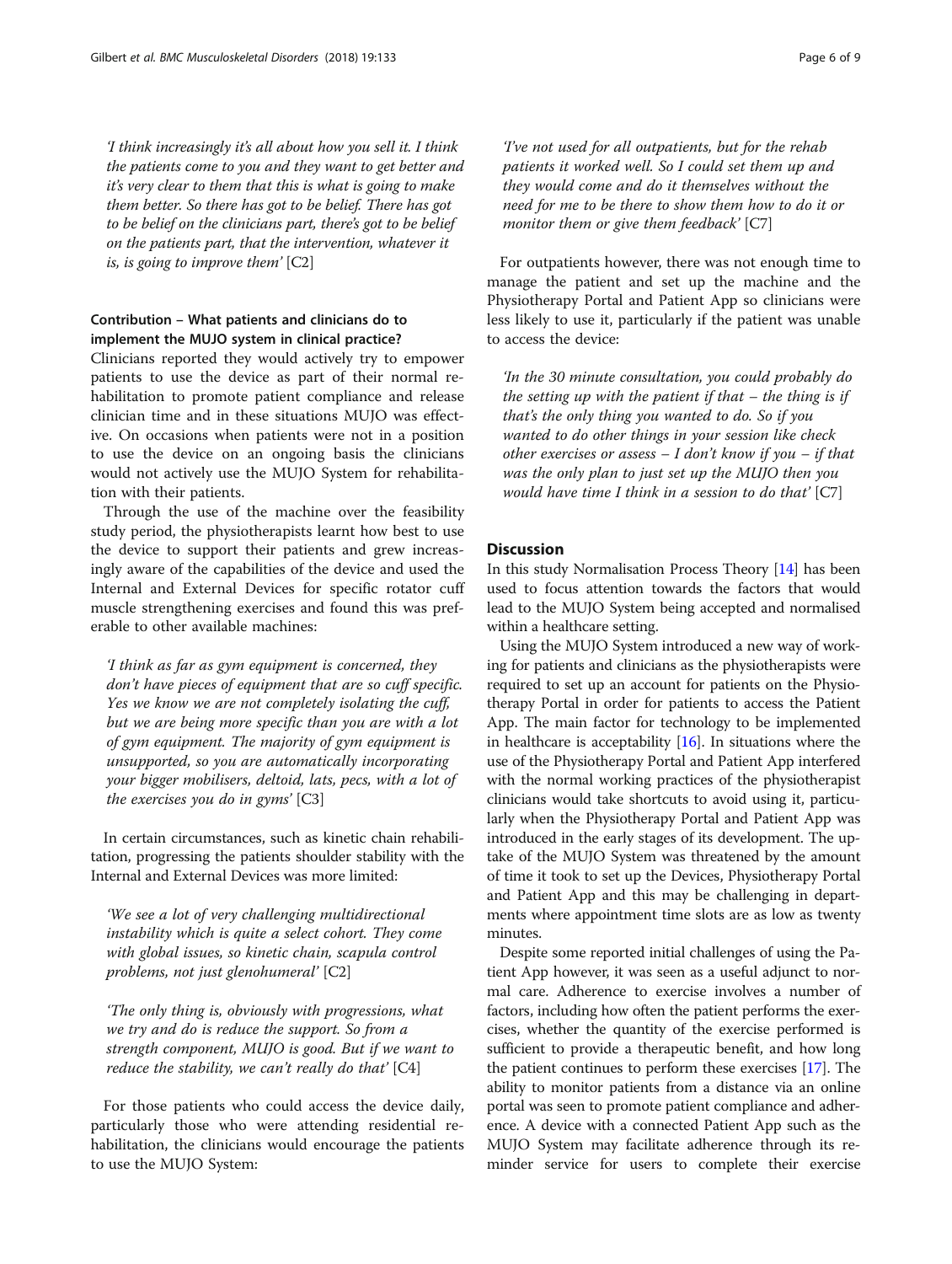*'I think increasingly it's all about how you sell it. I think the patients come to you and they want to get better and it's very clear to them that this is what is going to make them better. So there has got to be belief. There has got to be belief on the clinicians part, there's got to be belief on the patients part, that the intervention, whatever it is, is going to improve them'* [C2]

### Contribution – What patients and clinicians do to implement the MUJO system in clinical practice?

Clinicians reported they would actively try to empower patients to use the device as part of their normal rehabilitation to promote patient compliance and release clinician time and in these situations MUJO was effective. On occasions when patients were not in a position to use the device on an ongoing basis the clinicians would not actively use the MUJO System for rehabilitation with their patients.

Through the use of the machine over the feasibility study period, the physiotherapists learnt how best to use the device to support their patients and grew increasingly aware of the capabilities of the device and used the Internal and External Devices for specific rotator cuff muscle strengthening exercises and found this was preferable to other available machines:

*'I think as far as gym equipment is concerned, they don't have pieces of equipment that are so cuff specific. Yes we know we are not completely isolating the cuff, but we are being more specific than you are with a lot of gym equipment. The majority of gym equipment is unsupported, so you are automatically incorporating your bigger mobilisers, deltoid, lats, pecs, with a lot of the exercises you do in gyms'* [C3]

In certain circumstances, such as kinetic chain rehabilitation, progressing the patients shoulder stability with the Internal and External Devices was more limited:

*'We see a lot of very challenging multidirectional instability which is quite a select cohort. They come with global issues, so kinetic chain, scapula control problems, not just glenohumeral'* [C2]

*'The only thing is, obviously with progressions, what we try and do is reduce the support. So from a strength component, MUJO is good. But if we want to reduce the stability, we can't really do that'* [C4]

For those patients who could access the device daily, particularly those who were attending residential rehabilitation, the clinicians would encourage the patients to use the MUJO System:

*'I've not used for all outpatients, but for the rehab patients it worked well. So I could set them up and they would come and do it themselves without the need for me to be there to show them how to do it or monitor them or give them feedback'* [C7]

For outpatients however, there was not enough time to manage the patient and set up the machine and the Physiotherapy Portal and Patient App so clinicians were less likely to use it, particularly if the patient was unable to access the device:

*'In the 30 minute consultation, you could probably do the setting up with the patient if that – the thing is if that's the only thing you wanted to do. So if you wanted to do other things in your session like check other exercises or assess – I don't know if you – if that was the only plan to just set up the MUJO then you would have time I think in a session to do that'* [C7]

## Discussion

In this study Normalisation Process Theory [14] has been used to focus attention towards the factors that would lead to the MUJO System being accepted and normalised within a healthcare setting.

Using the MUJO System introduced a new way of working for patients and clinicians as the physiotherapists were required to set up an account for patients on the Physiotherapy Portal in order for patients to access the Patient App. The main factor for technology to be implemented in healthcare is acceptability [16]. In situations where the use of the Physiotherapy Portal and Patient App interfered with the normal working practices of the physiotherapist clinicians would take shortcuts to avoid using it, particularly when the Physiotherapy Portal and Patient App was introduced in the early stages of its development. The uptake of the MUJO System was threatened by the amount of time it took to set up the Devices, Physiotherapy Portal and Patient App and this may be challenging in departments where appointment time slots are as low as twenty minutes.

Despite some reported initial challenges of using the Patient App however, it was seen as a useful adjunct to normal care. Adherence to exercise involves a number of factors, including how often the patient performs the exercises, whether the quantity of the exercise performed is sufficient to provide a therapeutic benefit, and how long the patient continues to perform these exercises [17]. The ability to monitor patients from a distance via an online portal was seen to promote patient compliance and adherence. A device with a connected Patient App such as the MUJO System may facilitate adherence through its reminder service for users to complete their exercise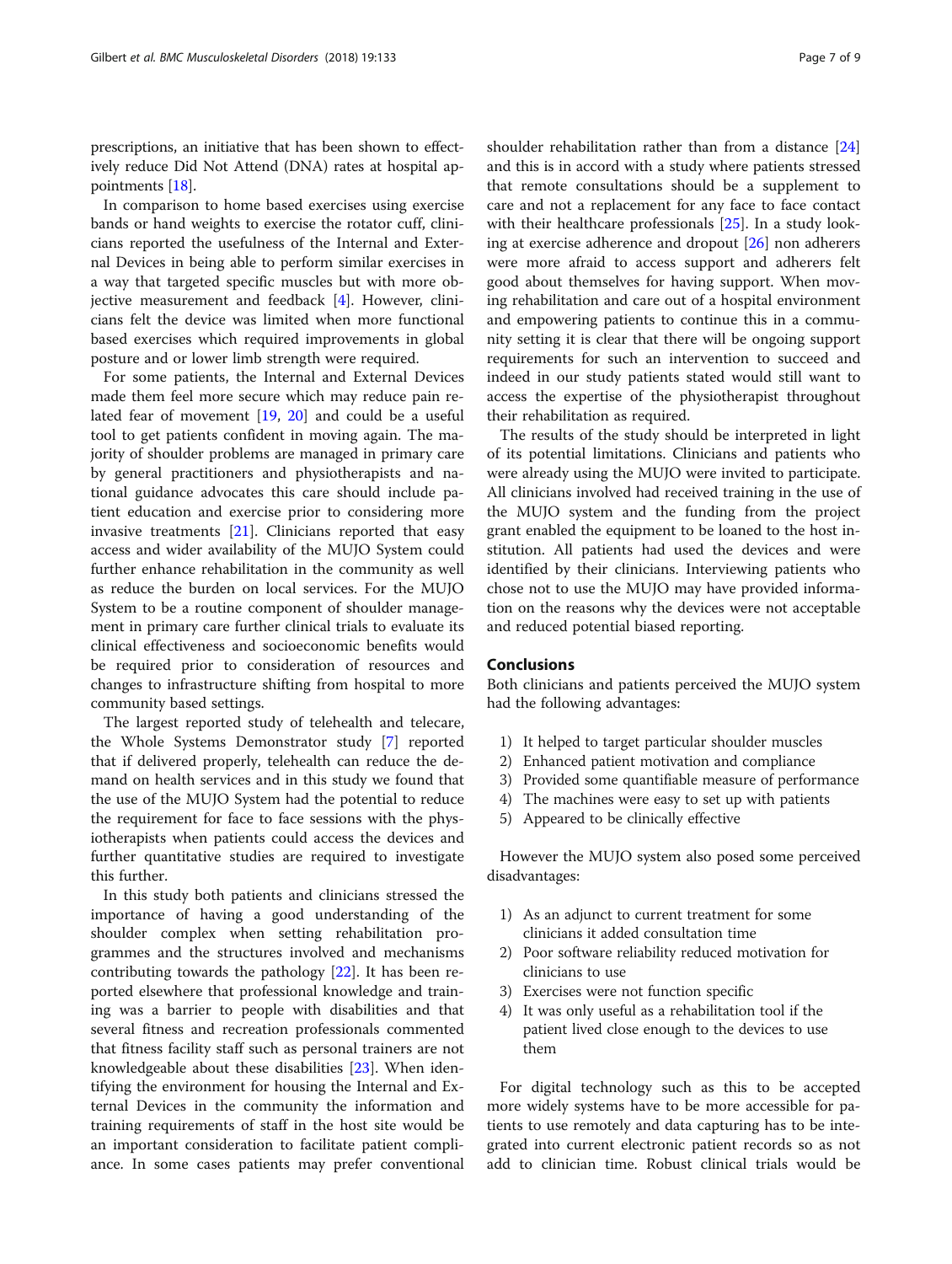prescriptions, an initiative that has been shown to effectively reduce Did Not Attend (DNA) rates at hospital appointments [18].

In comparison to home based exercises using exercise bands or hand weights to exercise the rotator cuff, clinicians reported the usefulness of the Internal and External Devices in being able to perform similar exercises in a way that targeted specific muscles but with more objective measurement and feedback [4]. However, clinicians felt the device was limited when more functional based exercises which required improvements in global posture and or lower limb strength were required.

For some patients, the Internal and External Devices made them feel more secure which may reduce pain related fear of movement [19, 20] and could be a useful tool to get patients confident in moving again. The majority of shoulder problems are managed in primary care by general practitioners and physiotherapists and national guidance advocates this care should include patient education and exercise prior to considering more invasive treatments [21]. Clinicians reported that easy access and wider availability of the MUJO System could further enhance rehabilitation in the community as well as reduce the burden on local services. For the MUJO System to be a routine component of shoulder management in primary care further clinical trials to evaluate its clinical effectiveness and socioeconomic benefits would be required prior to consideration of resources and changes to infrastructure shifting from hospital to more community based settings.

The largest reported study of telehealth and telecare, the Whole Systems Demonstrator study [7] reported that if delivered properly, telehealth can reduce the demand on health services and in this study we found that the use of the MUJO System had the potential to reduce the requirement for face to face sessions with the physiotherapists when patients could access the devices and further quantitative studies are required to investigate this further.

In this study both patients and clinicians stressed the importance of having a good understanding of the shoulder complex when setting rehabilitation programmes and the structures involved and mechanisms contributing towards the pathology [22]. It has been reported elsewhere that professional knowledge and training was a barrier to people with disabilities and that several fitness and recreation professionals commented that fitness facility staff such as personal trainers are not knowledgeable about these disabilities [23]. When identifying the environment for housing the Internal and External Devices in the community the information and training requirements of staff in the host site would be an important consideration to facilitate patient compliance. In some cases patients may prefer conventional shoulder rehabilitation rather than from a distance [24] and this is in accord with a study where patients stressed that remote consultations should be a supplement to care and not a replacement for any face to face contact with their healthcare professionals [25]. In a study looking at exercise adherence and dropout [26] non adherers were more afraid to access support and adherers felt good about themselves for having support. When moving rehabilitation and care out of a hospital environment and empowering patients to continue this in a community setting it is clear that there will be ongoing support requirements for such an intervention to succeed and indeed in our study patients stated would still want to access the expertise of the physiotherapist throughout their rehabilitation as required.

The results of the study should be interpreted in light of its potential limitations. Clinicians and patients who were already using the MUJO were invited to participate. All clinicians involved had received training in the use of the MUJO system and the funding from the project grant enabled the equipment to be loaned to the host institution. All patients had used the devices and were identified by their clinicians. Interviewing patients who chose not to use the MUJO may have provided information on the reasons why the devices were not acceptable and reduced potential biased reporting.

## Conclusions

Both clinicians and patients perceived the MUJO system had the following advantages:

1) It helped to target particular shoulder muscles
2) Enhanced patient motivation and compliance
3) Provided some quantifiable measure of performance
4) The machines were easy to set up with patients
5) Appeared to be clinically effective

However the MUJO system also posed some perceived disadvantages:

1) As an adjunct to current treatment for some clinicians it added consultation time
2) Poor software reliability reduced motivation for clinicians to use
3) Exercises were not function specific
4) It was only useful as a rehabilitation tool if the patient lived close enough to the devices to use them

For digital technology such as this to be accepted more widely systems have to be more accessible for patients to use remotely and data capturing has to be integrated into current electronic patient records so as not add to clinician time. Robust clinical trials would be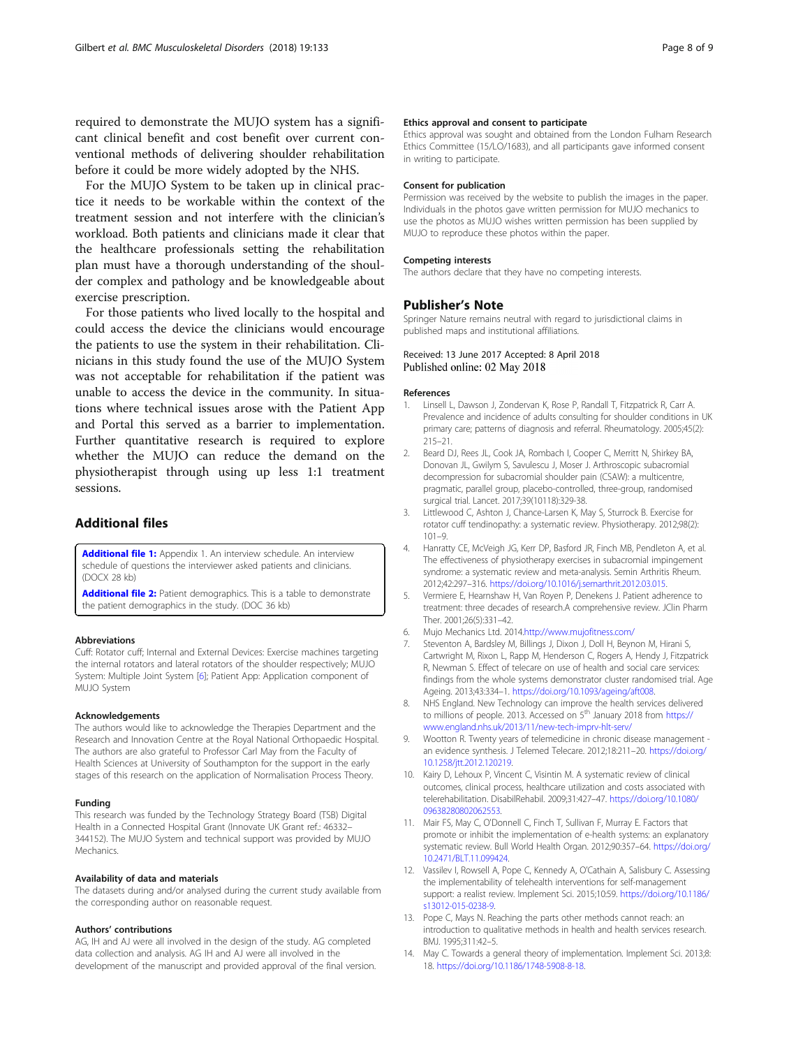required to demonstrate the MUJO system has a significant clinical benefit and cost benefit over current conventional methods of delivering shoulder rehabilitation before it could be more widely adopted by the NHS.

For the MUJO System to be taken up in clinical practice it needs to be workable within the context of the treatment session and not interfere with the clinician's workload. Both patients and clinicians made it clear that the healthcare professionals setting the rehabilitation plan must have a thorough understanding of the shoulder complex and pathology and be knowledgeable about exercise prescription.

For those patients who lived locally to the hospital and could access the device the clinicians would encourage the patients to use the system in their rehabilitation. Clinicians in this study found the use of the MUJO System was not acceptable for rehabilitation if the patient was unable to access the device in the community. In situations where technical issues arose with the Patient App and Portal this served as a barrier to implementation. Further quantitative research is required to explore whether the MUJO can reduce the demand on the physiotherapist through using up less 1:1 treatment sessions.

## Additional files

**Additional file 1:** Appendix 1. An interview schedule. An interview schedule of questions the interviewer asked patients and clinicians. (DOCX 28 kb)

**Additional file 2:** Patient demographics. This is a table to demonstrate the patient demographics in the study. (DOC 36 kb)

#### Abbreviations

Cuff: Rotator cuff; Internal and External Devices: Exercise machines targeting the internal rotators and lateral rotators of the shoulder respectively; MUJO System: Multiple Joint System [6]; Patient App: Application component of MUJO System

#### Acknowledgements

The authors would like to acknowledge the Therapies Department and the Research and Innovation Centre at the Royal National Orthopaedic Hospital. The authors are also grateful to Professor Carl May from the Faculty of Health Sciences at University of Southampton for the support in the early stages of this research on the application of Normalisation Process Theory.

#### Funding

This research was funded by the Technology Strategy Board (TSB) Digital Health in a Connected Hospital Grant (Innovate UK Grant ref.: 46332–344152). The MUJO System and technical support was provided by MUJO Mechanics.

#### Availability of data and materials

The datasets during and/or analysed during the current study available from the corresponding author on reasonable request.

#### Authors' contributions

AG, IH and AJ were all involved in the design of the study. AG completed data collection and analysis. AG IH and AJ were all involved in the development of the manuscript and provided approval of the final version.

#### Ethics approval and consent to participate

Ethics approval was sought and obtained from the London Fulham Research Ethics Committee (15/LO/1683), and all participants gave informed consent in writing to participate.

#### Consent for publication

Permission was received by the website to publish the images in the paper. Individuals in the photos gave written permission for MUJO mechanics to use the photos as MUJO wishes written permission has been supplied by MUJO to reproduce these photos within the paper.

#### Competing interests

The authors declare that they have no competing interests.

## Publisher's Note

Springer Nature remains neutral with regard to jurisdictional claims in published maps and institutional affiliations.

Received: 13 June 2017 Accepted: 8 April 2018
Published online: 02 May 2018

#### References

1. Linsell L, Dawson J, Zondervan K, Rose P, Randall T, Fitzpatrick R, Carr A. Prevalence and incidence of adults consulting for shoulder conditions in UK primary care; patterns of diagnosis and referral. Rheumatology. 2005;45(2):215–21.
2. Beard DJ, Rees JL, Cook JA, Rombach I, Cooper C, Merritt N, Shirkey BA, Donovan JL, Gwilym S, Savulescu J, Moser J. Arthroscopic subacromial decompression for subacromial shoulder pain (CSAW): a multicentre, pragmatic, parallel group, placebo-controlled, three-group, randomised surgical trial. Lancet. 2017;39(10118):329-38.
3. Littlewood C, Ashton J, Chance-Larsen K, May S, Sturrock B. Exercise for rotator cuff tendinopathy: a systematic review. Physiotherapy. 2012;98(2):101–9.
4. Hanratty CE, McVeigh JG, Kerr DP, Basford JR, Finch MB, Pendleton A, et al. The effectiveness of physiotherapy exercises in subacromial impingement syndrome: a systematic review and meta-analysis. Semin Arthritis Rheum. 2012;42:297–316. https://doi.org/10.1016/j.semarthrit.2012.03.015.
5. Vermiere E, Hearnshaw H, Van Royen P, Denekens J. Patient adherence to treatment: three decades of research.A comprehensive review. JClin Pharm Ther. 2001;26(5):331–42.
6. Mujo Mechanics Ltd. 2014.http://www.mujofitness.com/
7. Steventon A, Bardsley M, Billings J, Dixon J, Doll H, Beynon M, Hirani S, Cartwright M, Rixon L, Rapp M, Henderson C, Rogers A, Hendy J, Fitzpatrick R, Newman S. Effect of telecare on use of health and social care services: findings from the whole systems demonstrator cluster randomised trial. Age Ageing. 2013;43:334–1. https://doi.org/10.1093/ageing/aft008.
8. NHS England. New Technology can improve the health services delivered to millions of people. 2013. Accessed on 5th January 2018 from https://www.england.nhs.uk/2013/11/new-tech-imprv-hlt-serv/
9. Wootton R. Twenty years of telemedicine in chronic disease management - an evidence synthesis. J Telemed Telecare. 2012;18:211–20. https://doi.org/10.1258/jtt.2012.120219.
10. Kairy D, Lehoux P, Vincent C, Visintin M. A systematic review of clinical outcomes, clinical process, healthcare utilization and costs associated with telerehabilitation. DisabilRehabil. 2009;31:427–47. https://doi.org/10.1080/09638280802062553.
11. Mair FS, May C, O'Donnell C, Finch T, Sullivan F, Murray E. Factors that promote or inhibit the implementation of e-health systems: an explanatory systematic review. Bull World Health Organ. 2012;90:357–64. https://doi.org/10.2471/BLT.11.099424.
12. Vassilev I, Rowsell A, Pope C, Kennedy A, O'Cathain A, Salisbury C. Assessing the implementability of telehealth interventions for self-management support: a realist review. Implement Sci. 2015;10:59. https://doi.org/10.1186/s13012-015-0238-9.
13. Pope C, Mays N. Reaching the parts other methods cannot reach: an introduction to qualitative methods in health and health services research. BMJ. 1995;311:42–5.
14. May C. Towards a general theory of implementation. Implement Sci. 2013;8:18. https://doi.org/10.1186/1748-5908-8-18.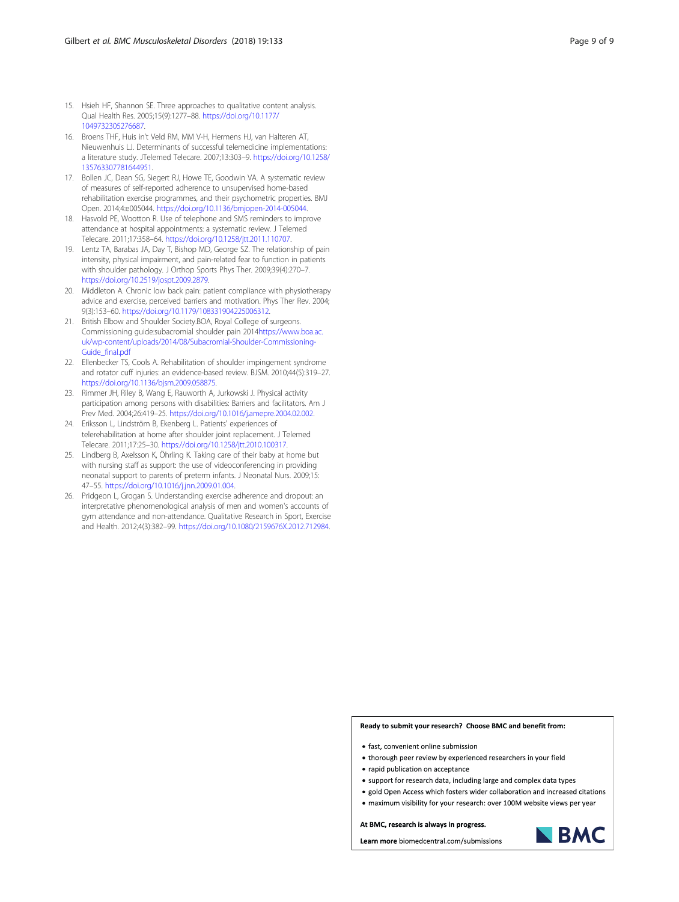15. Hsieh HF, Shannon SE. Three approaches to qualitative content analysis. Qual Health Res. 2005;15(9):1277–88. https://doi.org/10.1177/1049732305276687.
16. Broens THF, Huis in't Veld RM, MM V-H, Hermens HJ, van Halteren AT, Nieuwenhuis LJ. Determinants of successful telemedicine implementations: a literature study. JTelemed Telecare. 2007;13:303–9. https://doi.org/10.1258/135763307781644951.
17. Bollen JC, Dean SG, Siegert RJ, Howe TE, Goodwin VA. A systematic review of measures of self-reported adherence to unsupervised home-based rehabilitation exercise programmes, and their psychometric properties. BMJ Open. 2014;4:e005044. https://doi.org/10.1136/bmjopen-2014-005044.
18. Hasvold PE, Wootton R. Use of telephone and SMS reminders to improve attendance at hospital appointments: a systematic review. J Telemed Telecare. 2011;17:358–64. https://doi.org/10.1258/jtt.2011.110707.
19. Lentz TA, Barabas JA, Day T, Bishop MD, George SZ. The relationship of pain intensity, physical impairment, and pain-related fear to function in patients with shoulder pathology. J Orthop Sports Phys Ther. 2009;39(4):270–7. https://doi.org/10.2519/jospt.2009.2879.
20. Middleton A. Chronic low back pain: patient compliance with physiotherapy advice and exercise, perceived barriers and motivation. Phys Ther Rev. 2004; 9(3):153–60. https://doi.org/10.1179/108331904225006312.
21. British Elbow and Shoulder Society.BOA, Royal College of surgeons. Commissioning guide:subacromial shoulder pain 2014https://www.boa.ac.uk/wp-content/uploads/2014/08/Subacromial-Shoulder-Commissioning-Guide_final.pdf
22. Ellenbecker TS, Cools A. Rehabilitation of shoulder impingement syndrome and rotator cuff injuries: an evidence-based review. BJSM. 2010;44(5):319–27. https://doi.org/10.1136/bjsm.2009.058875.
23. Rimmer JH, Riley B, Wang E, Rauworth A, Jurkowski J. Physical activity participation among persons with disabilities: Barriers and facilitators. Am J Prev Med. 2004;26:419–25. https://doi.org/10.1016/j.amepre.2004.02.002.
24. Eriksson L, Lindström B, Ekenberg L. Patients' experiences of telerehabilitation at home after shoulder joint replacement. J Telemed Telecare. 2011;17:25–30. https://doi.org/10.1258/jtt.2010.100317.
25. Lindberg B, Axelsson K, Öhrling K. Taking care of their baby at home but with nursing staff as support: the use of videoconferencing in providing neonatal support to parents of preterm infants. J Neonatal Nurs. 2009;15: 47–55. https://doi.org/10.1016/j.jnn.2009.01.004.
26. Pridgeon L, Grogan S. Understanding exercise adherence and dropout: an interpretative phenomenological analysis of men and women's accounts of gym attendance and non-attendance. Qualitative Research in Sport, Exercise and Health. 2012;4(3):382–99. https://doi.org/10.1080/2159676X.2012.712984.

**Ready to submit your research? Choose BMC and benefit from:**

- fast, convenient online submission
- thorough peer review by experienced researchers in your field
- rapid publication on acceptance
- support for research data, including large and complex data types
- gold Open Access which fosters wider collaboration and increased citations
- maximum visibility for your research: over 100M website views per year

**At BMC, research is always in progress.**

**Learn more** biomedcentral.com/submissions

BMC